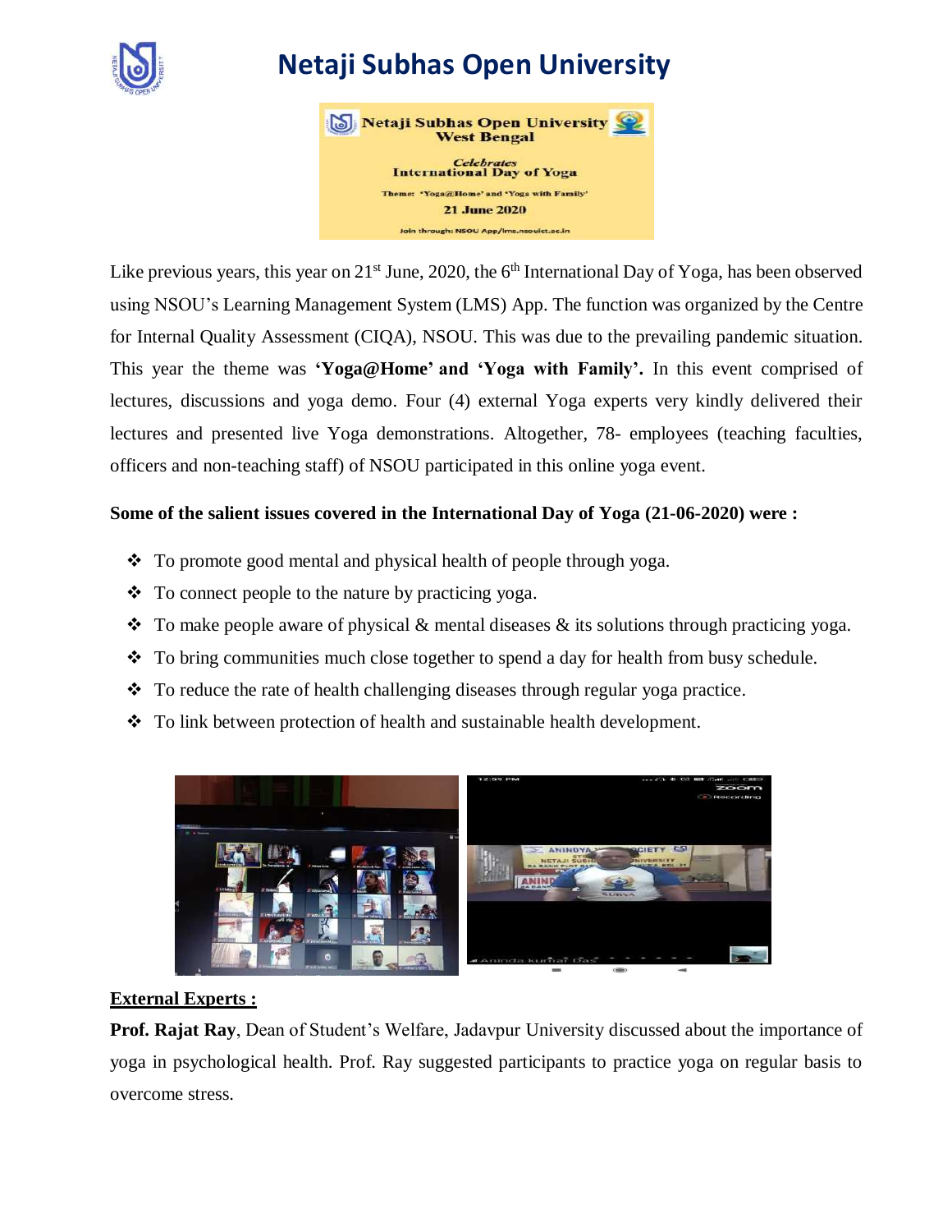# Netaji Subhas Open University

Like previous years, this year on 21st June, 2020, the 6th International Day of Yoga, has been observed using NSOU's Learning Management System (LMS) App. The function was organized by the Centre for Internal Quality Assessment (CIQA), NSOU. This was due to the prevailing pandemic situation. This year the theme was **'Yoga@Home' and 'Yoga with Family'.** In this event comprised of lectures, discussions and yoga demo. Four (4) external Yoga experts very kindly delivered their lectures and presented live Yoga demonstrations. Altogether, 78- employees (teaching faculties, officers and non-teaching staff) of NSOU participated in this online yoga event.

**Some of the salient issues covered in the International Day of Yoga (21-06-2020) were :**

- To promote good mental and physical health of people through yoga.
- To connect people to the nature by practicing yoga.
- To make people aware of physical & mental diseases & its solutions through practicing yoga.
- To bring communities much close together to spend a day for health from busy schedule.
- To reduce the rate of health challenging diseases through regular yoga practice.
- To link between protection of health and sustainable health development.

**External Experts :**

**Prof. Rajat Ray**, Dean of Student's Welfare, Jadavpur University discussed about the importance of yoga in psychological health. Prof. Ray suggested participants to practice yoga on regular basis to overcome stress.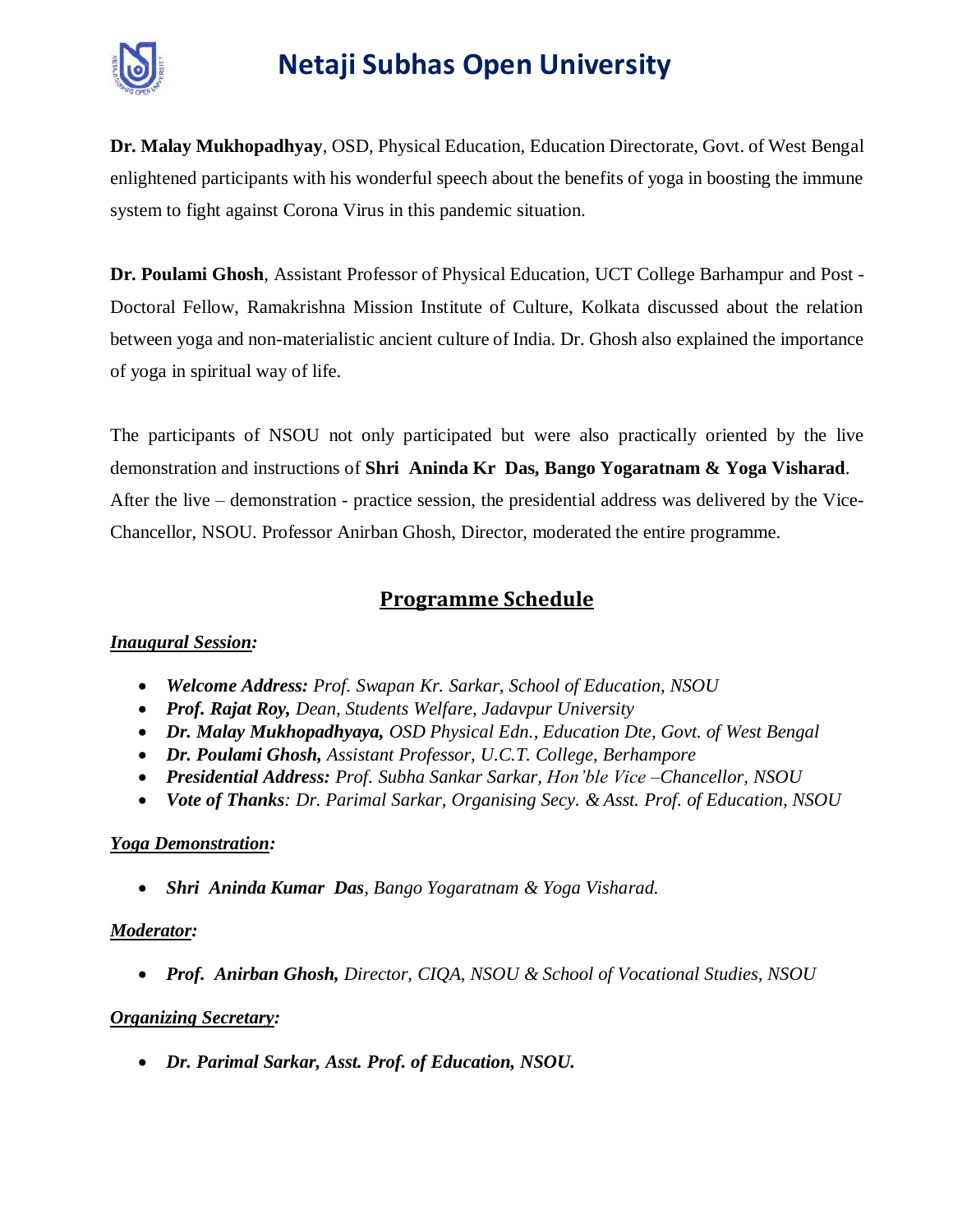**Dr. Malay Mukhopadhyay**, OSD, Physical Education, Education Directorate, Govt. of West Bengal enlightened participants with his wonderful speech about the benefits of yoga in boosting the immune system to fight against Corona Virus in this pandemic situation.

**Dr. Poulami Ghosh**, Assistant Professor of Physical Education, UCT College Barhampur and Post - Doctoral Fellow, Ramakrishna Mission Institute of Culture, Kolkata discussed about the relation between yoga and non-materialistic ancient culture of India. Dr. Ghosh also explained the importance of yoga in spiritual way of life.

The participants of NSOU not only participated but were also practically oriented by the live demonstration and instructions of **Shri Aninda Kr Das, Bango Yogaratnam & Yoga Visharad**. After the live – demonstration - practice session, the presidential address was delivered by the Vice-Chancellor, NSOU. Professor Anirban Ghosh, Director, moderated the entire programme.

## Programme Schedule

***Inaugural Session:***

- ***Welcome Address:*** *Prof. Swapan Kr. Sarkar, School of Education, NSOU*
- ***Prof. Rajat Roy,*** *Dean, Students Welfare, Jadavpur University*
- ***Dr. Malay Mukhopadhyaya,*** *OSD Physical Edn., Education Dte, Govt. of West Bengal*
- ***Dr. Poulami Ghosh,*** *Assistant Professor, U.C.T. College, Berhampore*
- ***Presidential Address:*** *Prof. Subha Sankar Sarkar, Hon'ble Vice –Chancellor, NSOU*
- ***Vote of Thanks****: Dr. Parimal Sarkar, Organising Secy. & Asst. Prof. of Education, NSOU*

***Yoga Demonstration:***

- ***Shri Aninda Kumar Das****, Bango Yogaratnam & Yoga Visharad.*

***Moderator:***

- ***Prof. Anirban Ghosh,*** *Director, CIQA, NSOU & School of Vocational Studies, NSOU*

***Organizing Secretary:***

- ***Dr. Parimal Sarkar, Asst. Prof. of Education, NSOU.***